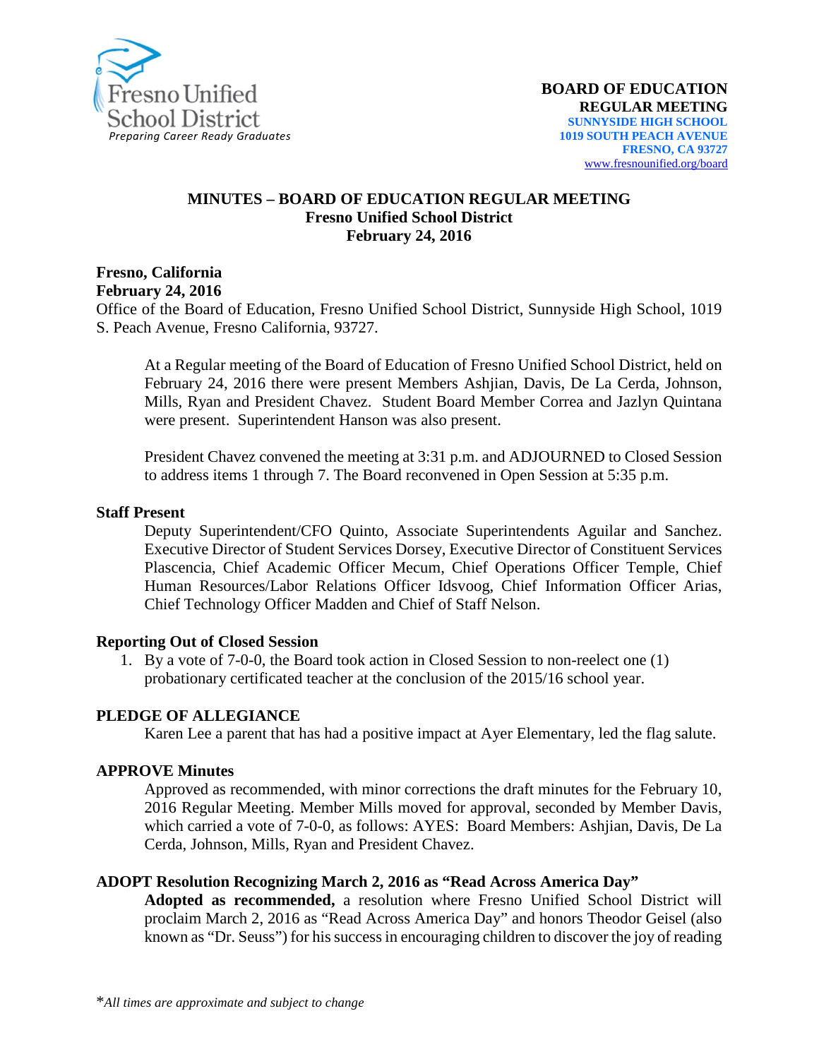Fresno Unified School District
*Preparing Career Ready Graduates*

**BOARD OF EDUCATION**
**REGULAR MEETING**
**SUNNYSIDE HIGH SCHOOL**
**1019 SOUTH PEACH AVENUE**
**FRESNO, CA 93727**
www.fresnounified.org/board

## MINUTES – BOARD OF EDUCATION REGULAR MEETING
### Fresno Unified School District
### February 24, 2016

**Fresno, California**
**February 24, 2016**
Office of the Board of Education, Fresno Unified School District, Sunnyside High School, 1019 S. Peach Avenue, Fresno California, 93727.

At a Regular meeting of the Board of Education of Fresno Unified School District, held on February 24, 2016 there were present Members Ashjian, Davis, De La Cerda, Johnson, Mills, Ryan and President Chavez. Student Board Member Correa and Jazlyn Quintana were present. Superintendent Hanson was also present.

President Chavez convened the meeting at 3:31 p.m. and ADJOURNED to Closed Session to address items 1 through 7. The Board reconvened in Open Session at 5:35 p.m.

**Staff Present**

Deputy Superintendent/CFO Quinto, Associate Superintendents Aguilar and Sanchez. Executive Director of Student Services Dorsey, Executive Director of Constituent Services Plascencia, Chief Academic Officer Mecum, Chief Operations Officer Temple, Chief Human Resources/Labor Relations Officer Idsvoog, Chief Information Officer Arias, Chief Technology Officer Madden and Chief of Staff Nelson.

**Reporting Out of Closed Session**

1. By a vote of 7-0-0, the Board took action in Closed Session to non-reelect one (1) probationary certificated teacher at the conclusion of the 2015/16 school year.

**PLEDGE OF ALLEGIANCE**

Karen Lee a parent that has had a positive impact at Ayer Elementary, led the flag salute.

**APPROVE Minutes**

Approved as recommended, with minor corrections the draft minutes for the February 10, 2016 Regular Meeting. Member Mills moved for approval, seconded by Member Davis, which carried a vote of 7-0-0, as follows: AYES: Board Members: Ashjian, Davis, De La Cerda, Johnson, Mills, Ryan and President Chavez.

**ADOPT Resolution Recognizing March 2, 2016 as "Read Across America Day"**

**Adopted as recommended,** a resolution where Fresno Unified School District will proclaim March 2, 2016 as "Read Across America Day" and honors Theodor Geisel (also known as "Dr. Seuss") for his success in encouraging children to discover the joy of reading

*\*All times are approximate and subject to change*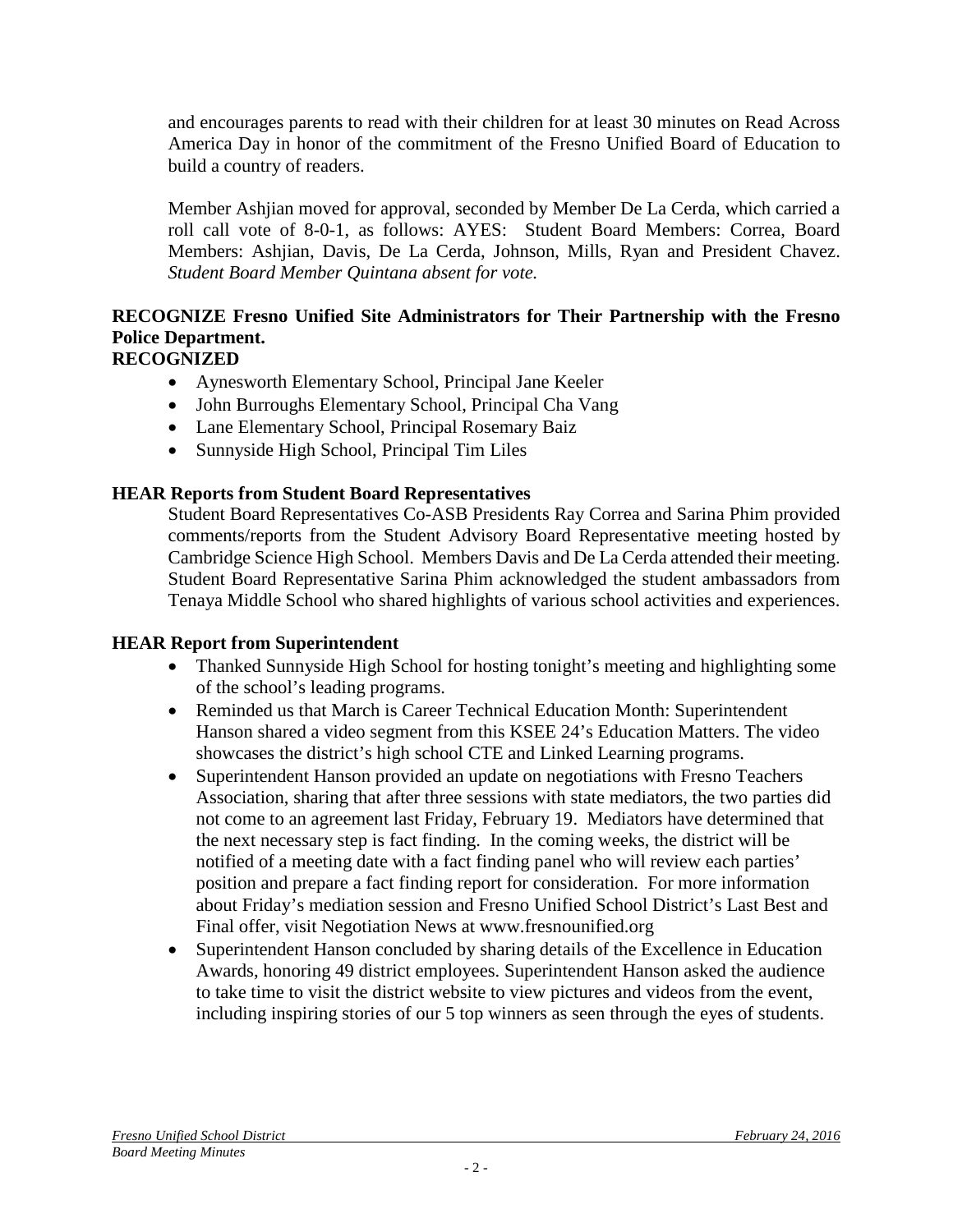and encourages parents to read with their children for at least 30 minutes on Read Across America Day in honor of the commitment of the Fresno Unified Board of Education to build a country of readers.

Member Ashjian moved for approval, seconded by Member De La Cerda, which carried a roll call vote of 8-0-1, as follows: AYES: Student Board Members: Correa, Board Members: Ashjian, Davis, De La Cerda, Johnson, Mills, Ryan and President Chavez. *Student Board Member Quintana absent for vote.*

**RECOGNIZE Fresno Unified Site Administrators for Their Partnership with the Fresno Police Department.**
**RECOGNIZED**

- Aynesworth Elementary School, Principal Jane Keeler
- John Burroughs Elementary School, Principal Cha Vang
- Lane Elementary School, Principal Rosemary Baiz
- Sunnyside High School, Principal Tim Liles

**HEAR Reports from Student Board Representatives**

Student Board Representatives Co-ASB Presidents Ray Correa and Sarina Phim provided comments/reports from the Student Advisory Board Representative meeting hosted by Cambridge Science High School. Members Davis and De La Cerda attended their meeting. Student Board Representative Sarina Phim acknowledged the student ambassadors from Tenaya Middle School who shared highlights of various school activities and experiences.

**HEAR Report from Superintendent**

- Thanked Sunnyside High School for hosting tonight's meeting and highlighting some of the school's leading programs.
- Reminded us that March is Career Technical Education Month: Superintendent Hanson shared a video segment from this KSEE 24's Education Matters. The video showcases the district's high school CTE and Linked Learning programs.
- Superintendent Hanson provided an update on negotiations with Fresno Teachers Association, sharing that after three sessions with state mediators, the two parties did not come to an agreement last Friday, February 19. Mediators have determined that the next necessary step is fact finding. In the coming weeks, the district will be notified of a meeting date with a fact finding panel who will review each parties' position and prepare a fact finding report for consideration. For more information about Friday's mediation session and Fresno Unified School District's Last Best and Final offer, visit Negotiation News at www.fresnounified.org
- Superintendent Hanson concluded by sharing details of the Excellence in Education Awards, honoring 49 district employees. Superintendent Hanson asked the audience to take time to visit the district website to view pictures and videos from the event, including inspiring stories of our 5 top winners as seen through the eyes of students.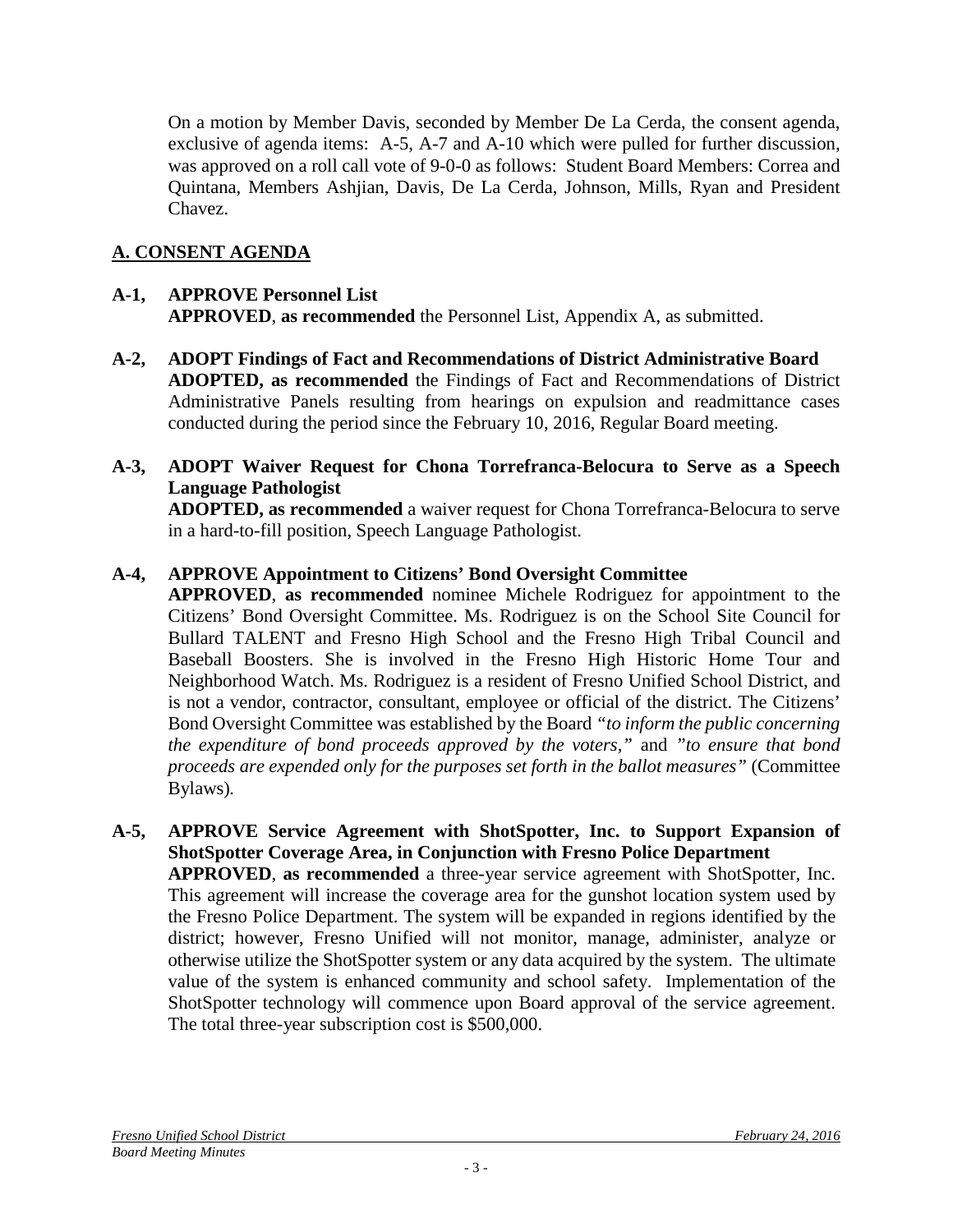On a motion by Member Davis, seconded by Member De La Cerda, the consent agenda, exclusive of agenda items: A-5, A-7 and A-10 which were pulled for further discussion, was approved on a roll call vote of 9-0-0 as follows: Student Board Members: Correa and Quintana, Members Ashjian, Davis, De La Cerda, Johnson, Mills, Ryan and President Chavez.

## A. CONSENT AGENDA

**A-1, APPROVE Personnel List**
**APPROVED**, **as recommended** the Personnel List, Appendix A, as submitted.

**A-2, ADOPT Findings of Fact and Recommendations of District Administrative Board**
**ADOPTED, as recommended** the Findings of Fact and Recommendations of District Administrative Panels resulting from hearings on expulsion and readmittance cases conducted during the period since the February 10, 2016, Regular Board meeting.

**A-3, ADOPT Waiver Request for Chona Torrefranca-Belocura to Serve as a Speech Language Pathologist**
**ADOPTED, as recommended** a waiver request for Chona Torrefranca-Belocura to serve in a hard-to-fill position, Speech Language Pathologist.

**A-4, APPROVE Appointment to Citizens' Bond Oversight Committee**
**APPROVED**, **as recommended** nominee Michele Rodriguez for appointment to the Citizens' Bond Oversight Committee. Ms. Rodriguez is on the School Site Council for Bullard TALENT and Fresno High School and the Fresno High Tribal Council and Baseball Boosters. She is involved in the Fresno High Historic Home Tour and Neighborhood Watch. Ms. Rodriguez is a resident of Fresno Unified School District, and is not a vendor, contractor, consultant, employee or official of the district. The Citizens' Bond Oversight Committee was established by the Board *"to inform the public concerning the expenditure of bond proceeds approved by the voters,"* and *"to ensure that bond proceeds are expended only for the purposes set forth in the ballot measures"* (Committee Bylaws).

**A-5, APPROVE Service Agreement with ShotSpotter, Inc. to Support Expansion of ShotSpotter Coverage Area, in Conjunction with Fresno Police Department**
**APPROVED**, **as recommended** a three-year service agreement with ShotSpotter, Inc. This agreement will increase the coverage area for the gunshot location system used by the Fresno Police Department. The system will be expanded in regions identified by the district; however, Fresno Unified will not monitor, manage, administer, analyze or otherwise utilize the ShotSpotter system or any data acquired by the system. The ultimate value of the system is enhanced community and school safety. Implementation of the ShotSpotter technology will commence upon Board approval of the service agreement. The total three-year subscription cost is $500,000.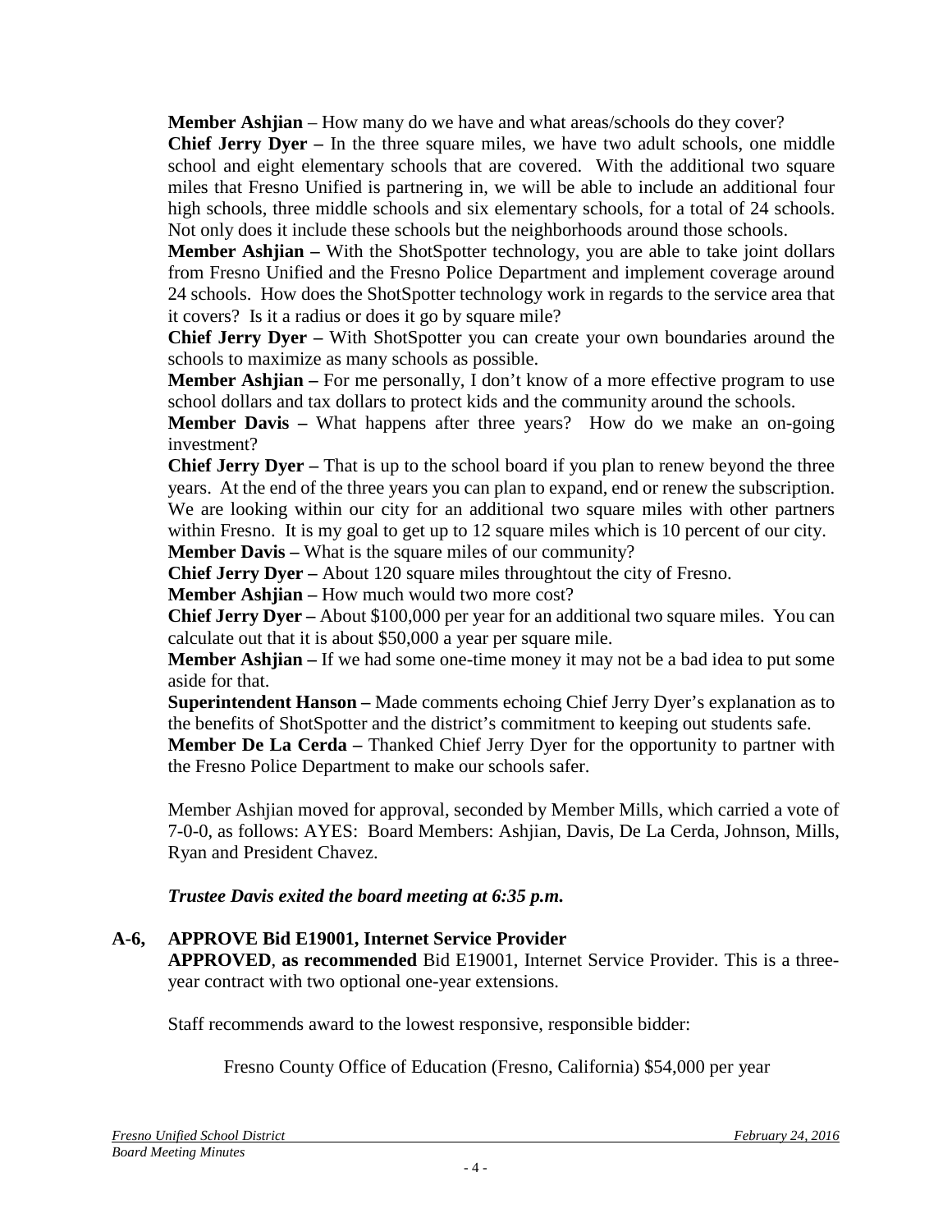**Member Ashjian** – How many do we have and what areas/schools do they cover?
**Chief Jerry Dyer –** In the three square miles, we have two adult schools, one middle school and eight elementary schools that are covered. With the additional two square miles that Fresno Unified is partnering in, we will be able to include an additional four high schools, three middle schools and six elementary schools, for a total of 24 schools. Not only does it include these schools but the neighborhoods around those schools.
**Member Ashjian –** With the ShotSpotter technology, you are able to take joint dollars from Fresno Unified and the Fresno Police Department and implement coverage around 24 schools. How does the ShotSpotter technology work in regards to the service area that it covers? Is it a radius or does it go by square mile?
**Chief Jerry Dyer –** With ShotSpotter you can create your own boundaries around the schools to maximize as many schools as possible.
**Member Ashjian –** For me personally, I don't know of a more effective program to use school dollars and tax dollars to protect kids and the community around the schools.
**Member Davis –** What happens after three years? How do we make an on-going investment?
**Chief Jerry Dyer –** That is up to the school board if you plan to renew beyond the three years. At the end of the three years you can plan to expand, end or renew the subscription. We are looking within our city for an additional two square miles with other partners within Fresno. It is my goal to get up to 12 square miles which is 10 percent of our city.
**Member Davis –** What is the square miles of our community?
**Chief Jerry Dyer –** About 120 square miles throughtout the city of Fresno.
**Member Ashjian –** How much would two more cost?
**Chief Jerry Dyer –** About $100,000 per year for an additional two square miles. You can calculate out that it is about $50,000 a year per square mile.
**Member Ashjian –** If we had some one-time money it may not be a bad idea to put some aside for that.
**Superintendent Hanson –** Made comments echoing Chief Jerry Dyer's explanation as to the benefits of ShotSpotter and the district's commitment to keeping out students safe.
**Member De La Cerda –** Thanked Chief Jerry Dyer for the opportunity to partner with the Fresno Police Department to make our schools safer.

Member Ashjian moved for approval, seconded by Member Mills, which carried a vote of 7-0-0, as follows: AYES: Board Members: Ashjian, Davis, De La Cerda, Johnson, Mills, Ryan and President Chavez.

***Trustee Davis exited the board meeting at 6:35 p.m.***

**A-6, APPROVE Bid E19001, Internet Service Provider**
**APPROVED**, **as recommended** Bid E19001, Internet Service Provider. This is a three-year contract with two optional one-year extensions.

Staff recommends award to the lowest responsive, responsible bidder:

Fresno County Office of Education (Fresno, California) $54,000 per year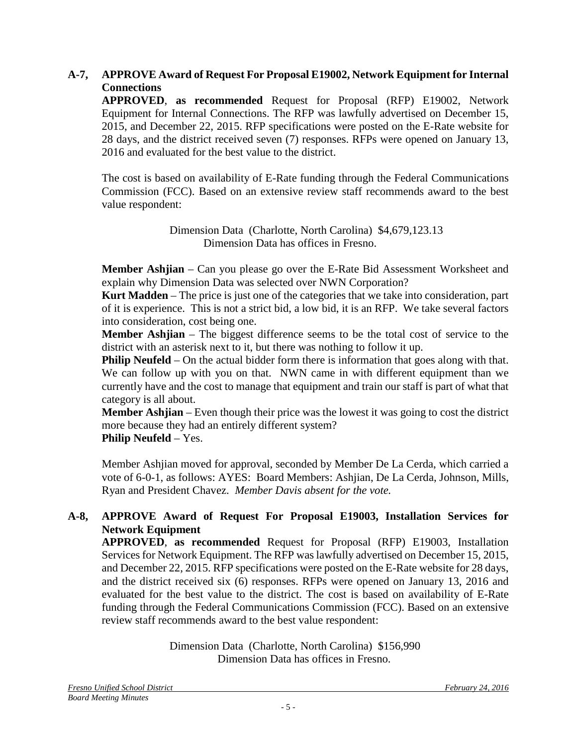**A-7, APPROVE Award of Request For Proposal E19002, Network Equipment for Internal Connections**

**APPROVED**, **as recommended** Request for Proposal (RFP) E19002, Network Equipment for Internal Connections. The RFP was lawfully advertised on December 15, 2015, and December 22, 2015. RFP specifications were posted on the E-Rate website for 28 days, and the district received seven (7) responses. RFPs were opened on January 13, 2016 and evaluated for the best value to the district.

The cost is based on availability of E-Rate funding through the Federal Communications Commission (FCC). Based on an extensive review staff recommends award to the best value respondent:

Dimension Data (Charlotte, North Carolina) $4,679,123.13
Dimension Data has offices in Fresno.

**Member Ashjian** – Can you please go over the E-Rate Bid Assessment Worksheet and explain why Dimension Data was selected over NWN Corporation?
**Kurt Madden** – The price is just one of the categories that we take into consideration, part of it is experience. This is not a strict bid, a low bid, it is an RFP. We take several factors into consideration, cost being one.
**Member Ashjian** – The biggest difference seems to be the total cost of service to the district with an asterisk next to it, but there was nothing to follow it up.
**Philip Neufeld** – On the actual bidder form there is information that goes along with that. We can follow up with you on that. NWN came in with different equipment than we currently have and the cost to manage that equipment and train our staff is part of what that category is all about.
**Member Ashjian** – Even though their price was the lowest it was going to cost the district more because they had an entirely different system?
**Philip Neufeld** – Yes.

Member Ashjian moved for approval, seconded by Member De La Cerda, which carried a vote of 6-0-1, as follows: AYES: Board Members: Ashjian, De La Cerda, Johnson, Mills, Ryan and President Chavez. *Member Davis absent for the vote.*

**A-8, APPROVE Award of Request For Proposal E19003, Installation Services for Network Equipment**

**APPROVED**, **as recommended** Request for Proposal (RFP) E19003, Installation Services for Network Equipment. The RFP was lawfully advertised on December 15, 2015, and December 22, 2015. RFP specifications were posted on the E-Rate website for 28 days, and the district received six (6) responses. RFPs were opened on January 13, 2016 and evaluated for the best value to the district. The cost is based on availability of E-Rate funding through the Federal Communications Commission (FCC). Based on an extensive review staff recommends award to the best value respondent:

Dimension Data (Charlotte, North Carolina) $156,990
Dimension Data has offices in Fresno.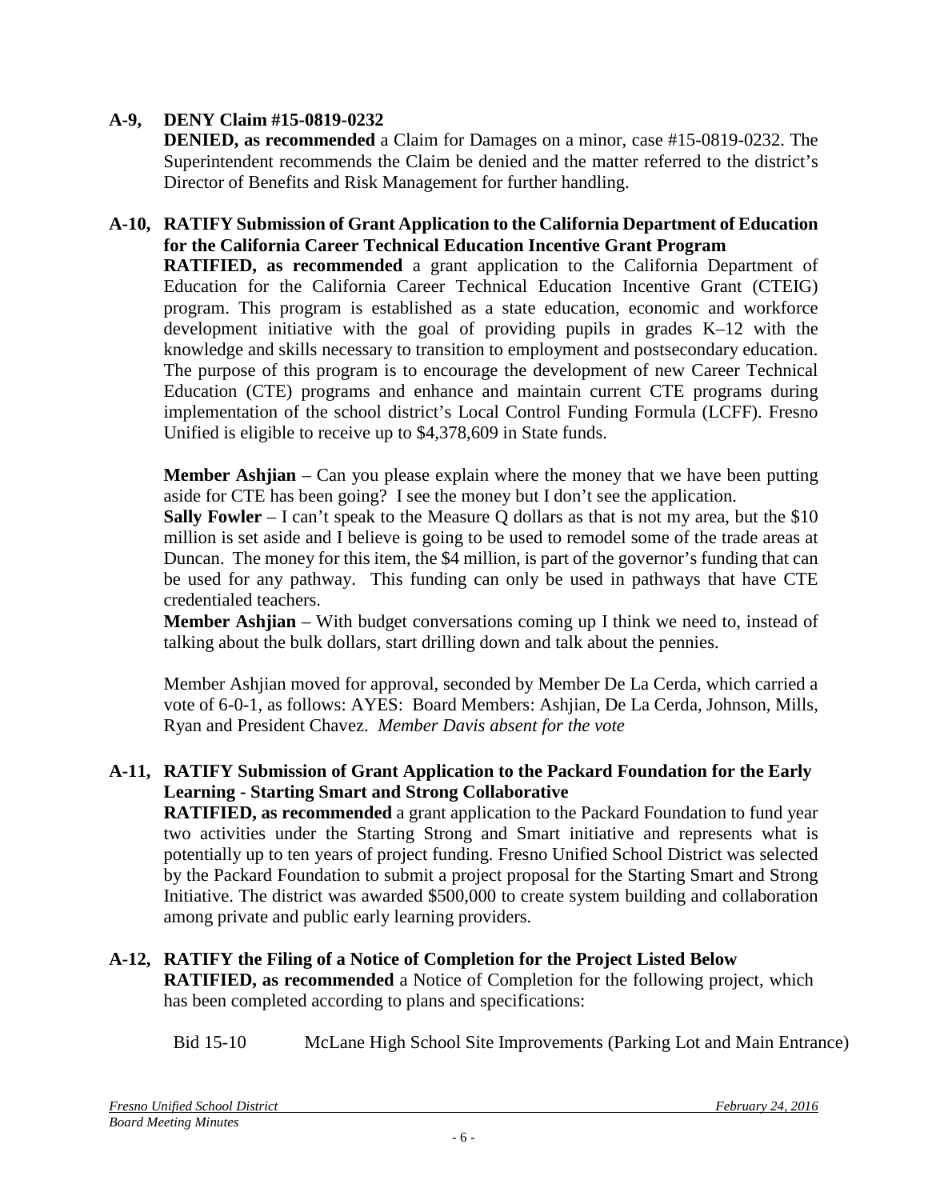**A-9, DENY Claim #15-0819-0232**

**DENIED, as recommended** a Claim for Damages on a minor, case #15-0819-0232. The Superintendent recommends the Claim be denied and the matter referred to the district's Director of Benefits and Risk Management for further handling.

**A-10, RATIFY Submission of Grant Application to the California Department of Education for the California Career Technical Education Incentive Grant Program**

**RATIFIED, as recommended** a grant application to the California Department of Education for the California Career Technical Education Incentive Grant (CTEIG) program. This program is established as a state education, economic and workforce development initiative with the goal of providing pupils in grades K–12 with the knowledge and skills necessary to transition to employment and postsecondary education. The purpose of this program is to encourage the development of new Career Technical Education (CTE) programs and enhance and maintain current CTE programs during implementation of the school district's Local Control Funding Formula (LCFF). Fresno Unified is eligible to receive up to $4,378,609 in State funds.

**Member Ashjian** – Can you please explain where the money that we have been putting aside for CTE has been going? I see the money but I don't see the application.

**Sally Fowler** – I can't speak to the Measure Q dollars as that is not my area, but the $10 million is set aside and I believe is going to be used to remodel some of the trade areas at Duncan. The money for this item, the $4 million, is part of the governor's funding that can be used for any pathway. This funding can only be used in pathways that have CTE credentialed teachers.

**Member Ashjian** – With budget conversations coming up I think we need to, instead of talking about the bulk dollars, start drilling down and talk about the pennies.

Member Ashjian moved for approval, seconded by Member De La Cerda, which carried a vote of 6-0-1, as follows: AYES: Board Members: Ashjian, De La Cerda, Johnson, Mills, Ryan and President Chavez. *Member Davis absent for the vote*

**A-11, RATIFY Submission of Grant Application to the Packard Foundation for the Early Learning - Starting Smart and Strong Collaborative**

**RATIFIED, as recommended** a grant application to the Packard Foundation to fund year two activities under the Starting Strong and Smart initiative and represents what is potentially up to ten years of project funding. Fresno Unified School District was selected by the Packard Foundation to submit a project proposal for the Starting Smart and Strong Initiative. The district was awarded $500,000 to create system building and collaboration among private and public early learning providers.

**A-12, RATIFY the Filing of a Notice of Completion for the Project Listed Below**

**RATIFIED, as recommended** a Notice of Completion for the following project, which has been completed according to plans and specifications:

Bid 15-10 McLane High School Site Improvements (Parking Lot and Main Entrance)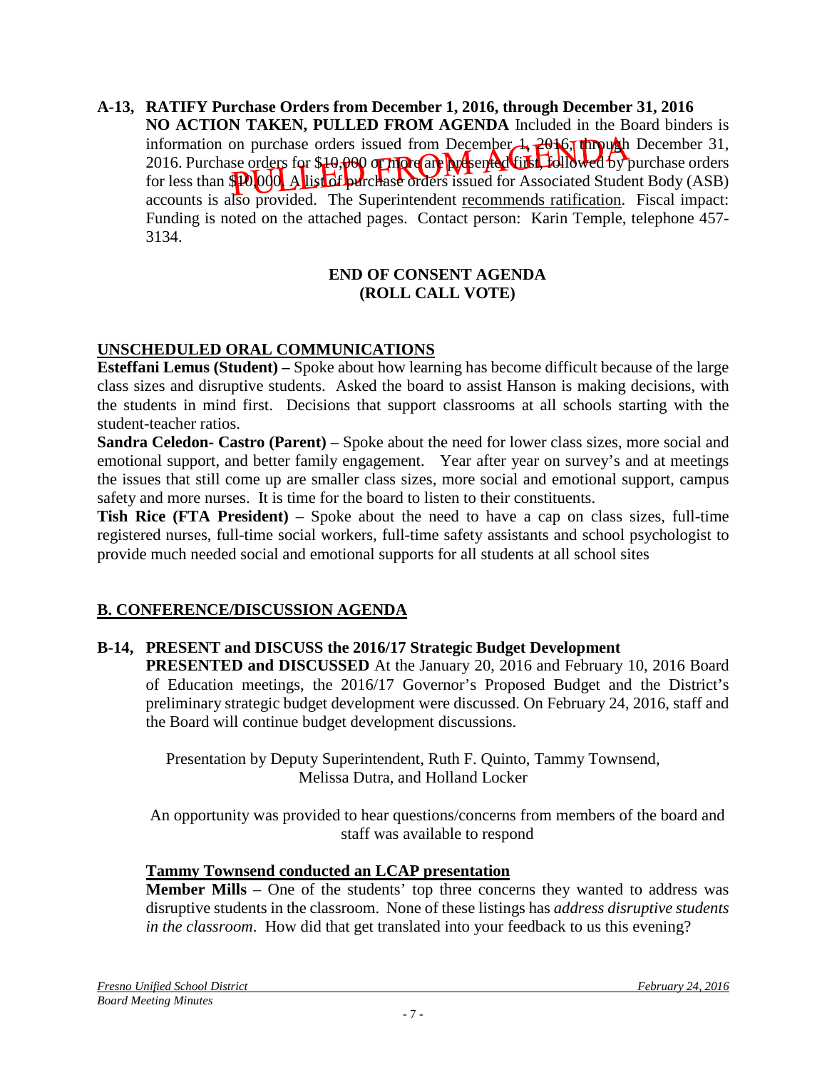**A-13, RATIFY Purchase Orders from December 1, 2016, through December 31, 2016**
**NO ACTION TAKEN, PULLED FROM AGENDA** Included in the Board binders is information on purchase orders issued from December 1, 2016, through December 31, 2016. Purchase orders for $10,000 or more are presented first, followed by purchase orders for less than $10,000. A list of purchase orders issued for Associated Student Body (ASB) accounts is also provided. The Superintendent recommends ratification. Fiscal impact: Funding is noted on the attached pages. Contact person: Karin Temple, telephone 457-3134.

PULLED FROM AGENDA

**END OF CONSENT AGENDA**
**(ROLL CALL VOTE)**

## UNSCHEDULED ORAL COMMUNICATIONS

**Esteffani Lemus (Student) –** Spoke about how learning has become difficult because of the large class sizes and disruptive students. Asked the board to assist Hanson is making decisions, with the students in mind first. Decisions that support classrooms at all schools starting with the student-teacher ratios.

**Sandra Celedon- Castro (Parent)** – Spoke about the need for lower class sizes, more social and emotional support, and better family engagement. Year after year on survey's and at meetings the issues that still come up are smaller class sizes, more social and emotional support, campus safety and more nurses. It is time for the board to listen to their constituents.

**Tish Rice (FTA President)** – Spoke about the need to have a cap on class sizes, full-time registered nurses, full-time social workers, full-time safety assistants and school psychologist to provide much needed social and emotional supports for all students at all school sites

## B. CONFERENCE/DISCUSSION AGENDA

**B-14, PRESENT and DISCUSS the 2016/17 Strategic Budget Development**
**PRESENTED and DISCUSSED** At the January 20, 2016 and February 10, 2016 Board of Education meetings, the 2016/17 Governor's Proposed Budget and the District's preliminary strategic budget development were discussed. On February 24, 2016, staff and the Board will continue budget development discussions.

Presentation by Deputy Superintendent, Ruth F. Quinto, Tammy Townsend, Melissa Dutra, and Holland Locker

An opportunity was provided to hear questions/concerns from members of the board and staff was available to respond

**Tammy Townsend conducted an LCAP presentation**

**Member Mills** – One of the students' top three concerns they wanted to address was disruptive students in the classroom. None of these listings has *address disruptive students in the classroom*. How did that get translated into your feedback to us this evening?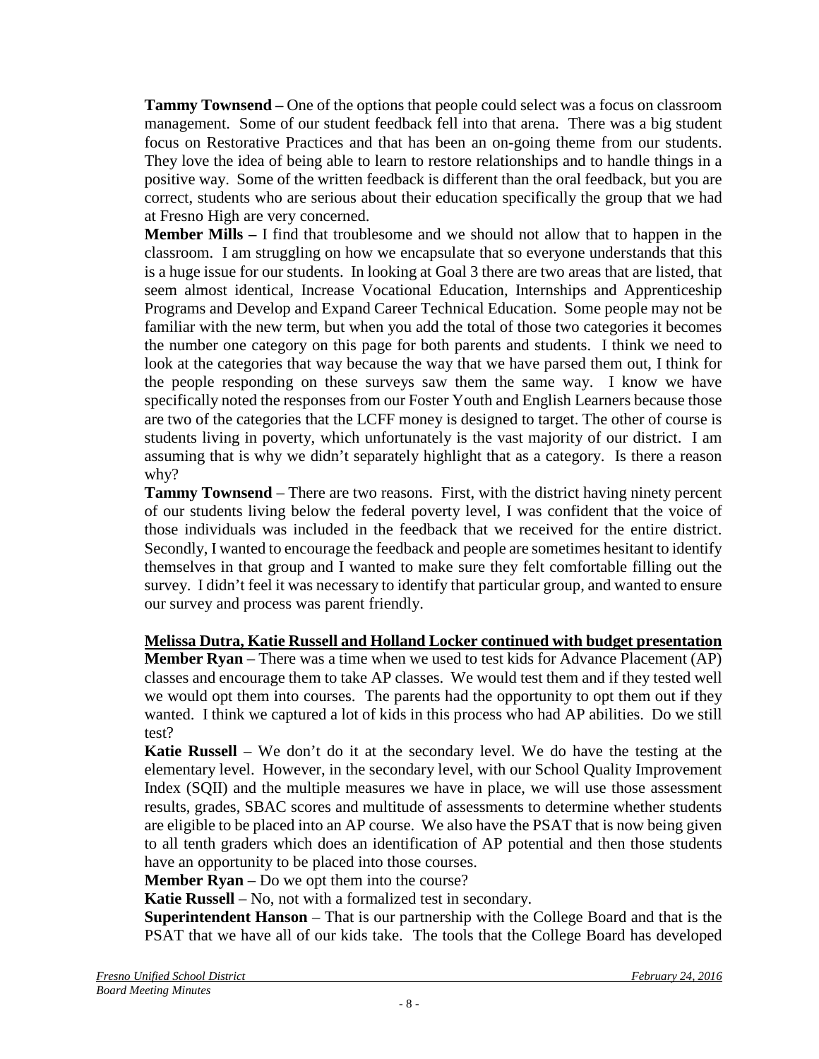**Tammy Townsend –** One of the options that people could select was a focus on classroom management. Some of our student feedback fell into that arena. There was a big student focus on Restorative Practices and that has been an on-going theme from our students. They love the idea of being able to learn to restore relationships and to handle things in a positive way. Some of the written feedback is different than the oral feedback, but you are correct, students who are serious about their education specifically the group that we had at Fresno High are very concerned.

**Member Mills –** I find that troublesome and we should not allow that to happen in the classroom. I am struggling on how we encapsulate that so everyone understands that this is a huge issue for our students. In looking at Goal 3 there are two areas that are listed, that seem almost identical, Increase Vocational Education, Internships and Apprenticeship Programs and Develop and Expand Career Technical Education. Some people may not be familiar with the new term, but when you add the total of those two categories it becomes the number one category on this page for both parents and students. I think we need to look at the categories that way because the way that we have parsed them out, I think for the people responding on these surveys saw them the same way. I know we have specifically noted the responses from our Foster Youth and English Learners because those are two of the categories that the LCFF money is designed to target. The other of course is students living in poverty, which unfortunately is the vast majority of our district. I am assuming that is why we didn't separately highlight that as a category. Is there a reason why?

**Tammy Townsend** – There are two reasons. First, with the district having ninety percent of our students living below the federal poverty level, I was confident that the voice of those individuals was included in the feedback that we received for the entire district. Secondly, I wanted to encourage the feedback and people are sometimes hesitant to identify themselves in that group and I wanted to make sure they felt comfortable filling out the survey. I didn't feel it was necessary to identify that particular group, and wanted to ensure our survey and process was parent friendly.

**Melissa Dutra, Katie Russell and Holland Locker continued with budget presentation**

**Member Ryan** – There was a time when we used to test kids for Advance Placement (AP) classes and encourage them to take AP classes. We would test them and if they tested well we would opt them into courses. The parents had the opportunity to opt them out if they wanted. I think we captured a lot of kids in this process who had AP abilities. Do we still test?

**Katie Russell** – We don't do it at the secondary level. We do have the testing at the elementary level. However, in the secondary level, with our School Quality Improvement Index (SQII) and the multiple measures we have in place, we will use those assessment results, grades, SBAC scores and multitude of assessments to determine whether students are eligible to be placed into an AP course. We also have the PSAT that is now being given to all tenth graders which does an identification of AP potential and then those students have an opportunity to be placed into those courses.

**Member Ryan** – Do we opt them into the course?

**Katie Russell** – No, not with a formalized test in secondary.

**Superintendent Hanson** – That is our partnership with the College Board and that is the PSAT that we have all of our kids take. The tools that the College Board has developed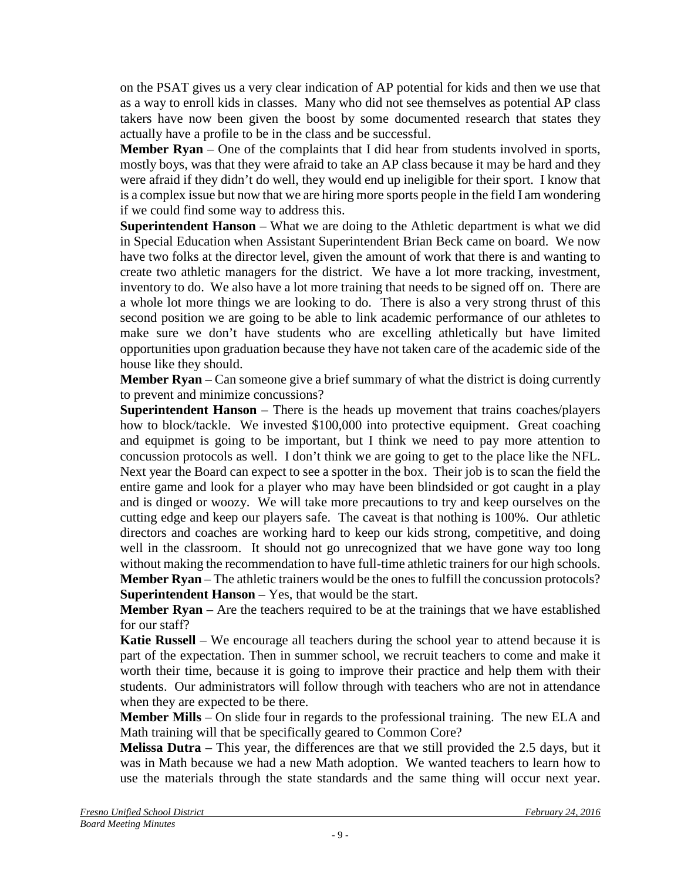on the PSAT gives us a very clear indication of AP potential for kids and then we use that as a way to enroll kids in classes. Many who did not see themselves as potential AP class takers have now been given the boost by some documented research that states they actually have a profile to be in the class and be successful.

**Member Ryan** – One of the complaints that I did hear from students involved in sports, mostly boys, was that they were afraid to take an AP class because it may be hard and they were afraid if they didn't do well, they would end up ineligible for their sport. I know that is a complex issue but now that we are hiring more sports people in the field I am wondering if we could find some way to address this.

**Superintendent Hanson** – What we are doing to the Athletic department is what we did in Special Education when Assistant Superintendent Brian Beck came on board. We now have two folks at the director level, given the amount of work that there is and wanting to create two athletic managers for the district. We have a lot more tracking, investment, inventory to do. We also have a lot more training that needs to be signed off on. There are a whole lot more things we are looking to do. There is also a very strong thrust of this second position we are going to be able to link academic performance of our athletes to make sure we don't have students who are excelling athletically but have limited opportunities upon graduation because they have not taken care of the academic side of the house like they should.

**Member Ryan** – Can someone give a brief summary of what the district is doing currently to prevent and minimize concussions?

**Superintendent Hanson** – There is the heads up movement that trains coaches/players how to block/tackle. We invested $100,000 into protective equipment. Great coaching and equipmet is going to be important, but I think we need to pay more attention to concussion protocols as well. I don't think we are going to get to the place like the NFL. Next year the Board can expect to see a spotter in the box. Their job is to scan the field the entire game and look for a player who may have been blindsided or got caught in a play and is dinged or woozy. We will take more precautions to try and keep ourselves on the cutting edge and keep our players safe. The caveat is that nothing is 100%. Our athletic directors and coaches are working hard to keep our kids strong, competitive, and doing well in the classroom. It should not go unrecognized that we have gone way too long without making the recommendation to have full-time athletic trainers for our high schools.

**Member Ryan** – The athletic trainers would be the ones to fulfill the concussion protocols?

**Superintendent Hanson** – Yes, that would be the start.

**Member Ryan** – Are the teachers required to be at the trainings that we have established for our staff?

**Katie Russell** – We encourage all teachers during the school year to attend because it is part of the expectation. Then in summer school, we recruit teachers to come and make it worth their time, because it is going to improve their practice and help them with their students. Our administrators will follow through with teachers who are not in attendance when they are expected to be there.

**Member Mills** – On slide four in regards to the professional training. The new ELA and Math training will that be specifically geared to Common Core?

**Melissa Dutra** – This year, the differences are that we still provided the 2.5 days, but it was in Math because we had a new Math adoption. We wanted teachers to learn how to use the materials through the state standards and the same thing will occur next year.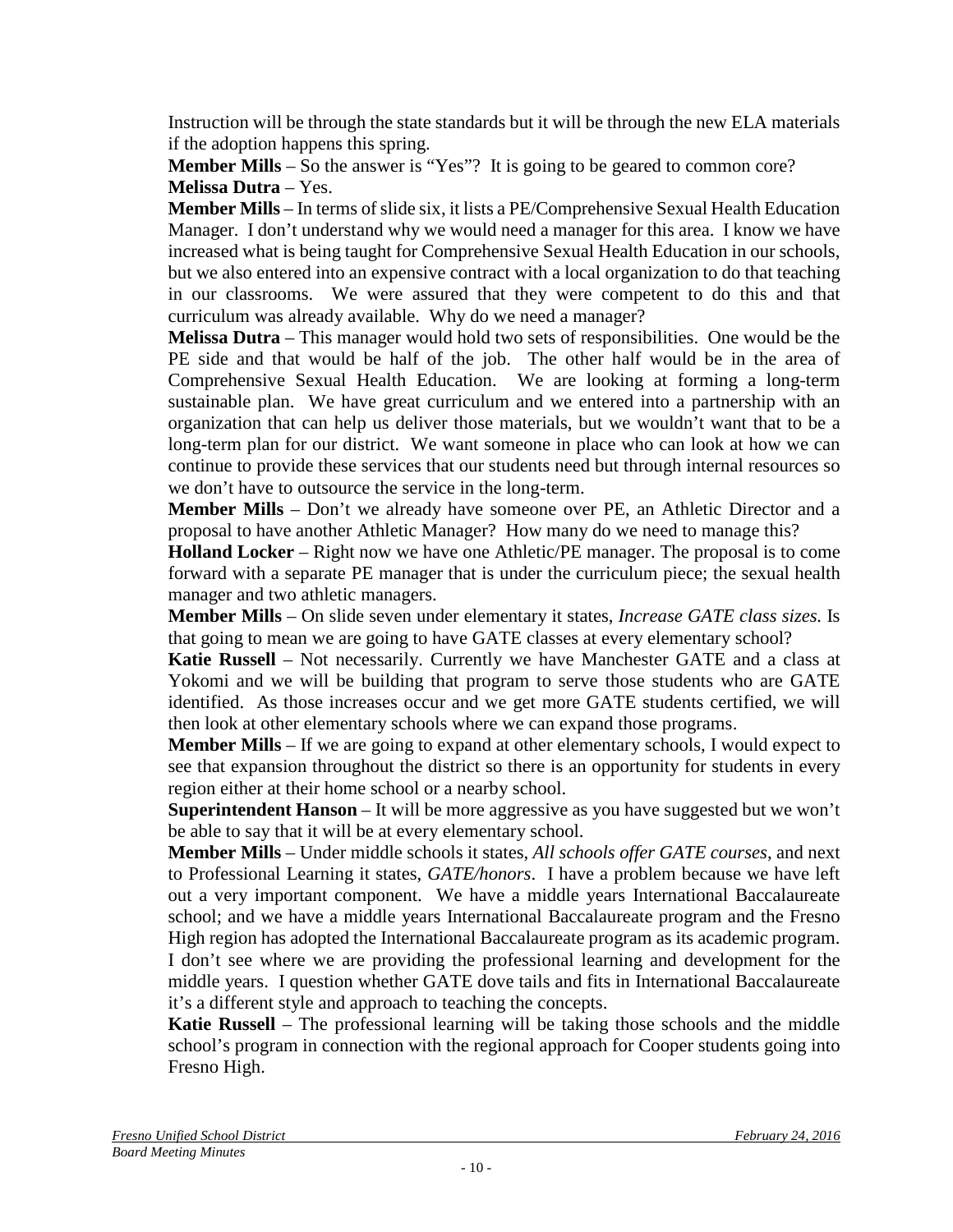Instruction will be through the state standards but it will be through the new ELA materials if the adoption happens this spring.

**Member Mills** – So the answer is "Yes"? It is going to be geared to common core?

**Melissa Dutra** – Yes.

**Member Mills** – In terms of slide six, it lists a PE/Comprehensive Sexual Health Education Manager. I don't understand why we would need a manager for this area. I know we have increased what is being taught for Comprehensive Sexual Health Education in our schools, but we also entered into an expensive contract with a local organization to do that teaching in our classrooms. We were assured that they were competent to do this and that curriculum was already available. Why do we need a manager?

**Melissa Dutra** – This manager would hold two sets of responsibilities. One would be the PE side and that would be half of the job. The other half would be in the area of Comprehensive Sexual Health Education. We are looking at forming a long-term sustainable plan. We have great curriculum and we entered into a partnership with an organization that can help us deliver those materials, but we wouldn't want that to be a long-term plan for our district. We want someone in place who can look at how we can continue to provide these services that our students need but through internal resources so we don't have to outsource the service in the long-term.

**Member Mills** – Don't we already have someone over PE, an Athletic Director and a proposal to have another Athletic Manager? How many do we need to manage this?

**Holland Locker** – Right now we have one Athletic/PE manager. The proposal is to come forward with a separate PE manager that is under the curriculum piece; the sexual health manager and two athletic managers.

**Member Mills** – On slide seven under elementary it states, *Increase GATE class sizes.* Is that going to mean we are going to have GATE classes at every elementary school?

**Katie Russell** – Not necessarily. Currently we have Manchester GATE and a class at Yokomi and we will be building that program to serve those students who are GATE identified. As those increases occur and we get more GATE students certified, we will then look at other elementary schools where we can expand those programs.

**Member Mills** – If we are going to expand at other elementary schools, I would expect to see that expansion throughout the district so there is an opportunity for students in every region either at their home school or a nearby school.

**Superintendent Hanson** – It will be more aggressive as you have suggested but we won't be able to say that it will be at every elementary school.

**Member Mills** – Under middle schools it states, *All schools offer GATE courses*, and next to Professional Learning it states, *GATE/honors*. I have a problem because we have left out a very important component. We have a middle years International Baccalaureate school; and we have a middle years International Baccalaureate program and the Fresno High region has adopted the International Baccalaureate program as its academic program. I don't see where we are providing the professional learning and development for the middle years. I question whether GATE dove tails and fits in International Baccalaureate it's a different style and approach to teaching the concepts.

**Katie Russell** – The professional learning will be taking those schools and the middle school's program in connection with the regional approach for Cooper students going into Fresno High.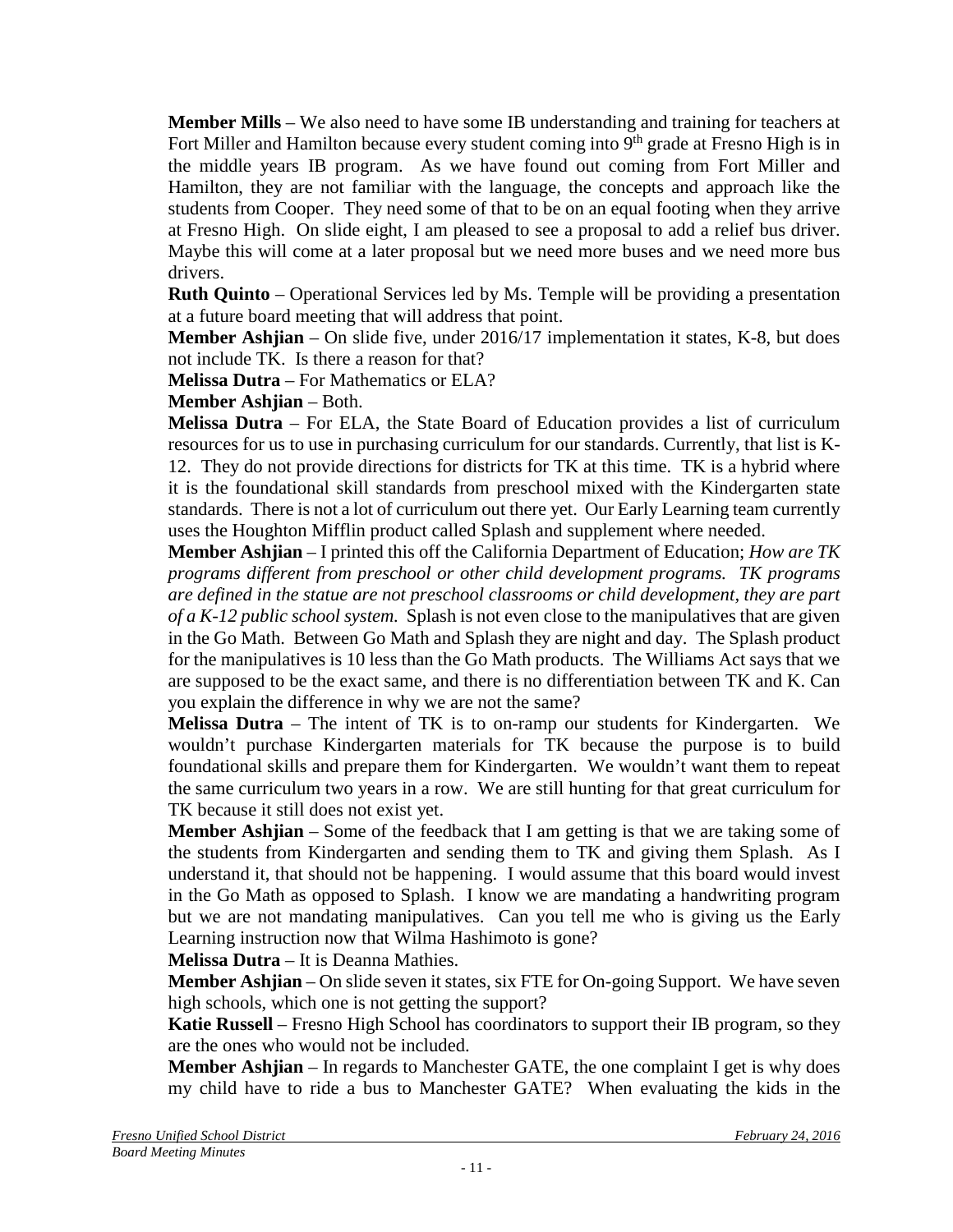**Member Mills** – We also need to have some IB understanding and training for teachers at Fort Miller and Hamilton because every student coming into 9th grade at Fresno High is in the middle years IB program. As we have found out coming from Fort Miller and Hamilton, they are not familiar with the language, the concepts and approach like the students from Cooper. They need some of that to be on an equal footing when they arrive at Fresno High. On slide eight, I am pleased to see a proposal to add a relief bus driver. Maybe this will come at a later proposal but we need more buses and we need more bus drivers.

**Ruth Quinto** – Operational Services led by Ms. Temple will be providing a presentation at a future board meeting that will address that point.

**Member Ashjian** – On slide five, under 2016/17 implementation it states, K-8, but does not include TK. Is there a reason for that?

**Melissa Dutra** – For Mathematics or ELA?

**Member Ashjian** – Both.

**Melissa Dutra** – For ELA, the State Board of Education provides a list of curriculum resources for us to use in purchasing curriculum for our standards. Currently, that list is K-12. They do not provide directions for districts for TK at this time. TK is a hybrid where it is the foundational skill standards from preschool mixed with the Kindergarten state standards. There is not a lot of curriculum out there yet. Our Early Learning team currently uses the Houghton Mifflin product called Splash and supplement where needed.

**Member Ashjian** – I printed this off the California Department of Education; *How are TK programs different from preschool or other child development programs. TK programs are defined in the statue are not preschool classrooms or child development, they are part of a K-12 public school system.* Splash is not even close to the manipulatives that are given in the Go Math. Between Go Math and Splash they are night and day. The Splash product for the manipulatives is 10 less than the Go Math products. The Williams Act says that we are supposed to be the exact same, and there is no differentiation between TK and K. Can you explain the difference in why we are not the same?

**Melissa Dutra** – The intent of TK is to on-ramp our students for Kindergarten. We wouldn't purchase Kindergarten materials for TK because the purpose is to build foundational skills and prepare them for Kindergarten. We wouldn't want them to repeat the same curriculum two years in a row. We are still hunting for that great curriculum for TK because it still does not exist yet.

**Member Ashjian** – Some of the feedback that I am getting is that we are taking some of the students from Kindergarten and sending them to TK and giving them Splash. As I understand it, that should not be happening. I would assume that this board would invest in the Go Math as opposed to Splash. I know we are mandating a handwriting program but we are not mandating manipulatives. Can you tell me who is giving us the Early Learning instruction now that Wilma Hashimoto is gone?

**Melissa Dutra** – It is Deanna Mathies.

**Member Ashjian** – On slide seven it states, six FTE for On-going Support. We have seven high schools, which one is not getting the support?

**Katie Russell** – Fresno High School has coordinators to support their IB program, so they are the ones who would not be included.

**Member Ashjian** – In regards to Manchester GATE, the one complaint I get is why does my child have to ride a bus to Manchester GATE? When evaluating the kids in the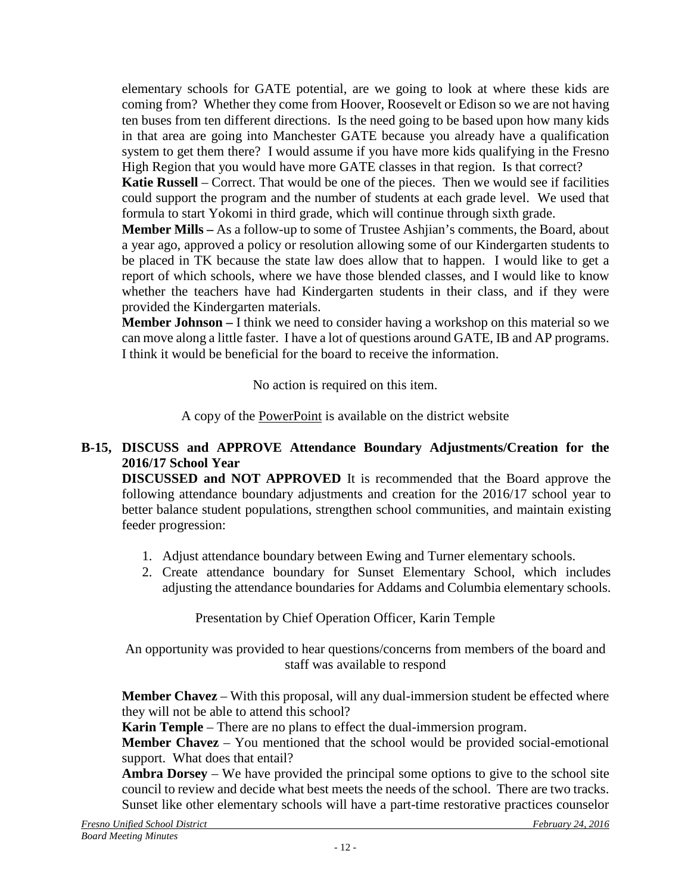elementary schools for GATE potential, are we going to look at where these kids are coming from? Whether they come from Hoover, Roosevelt or Edison so we are not having ten buses from ten different directions. Is the need going to be based upon how many kids in that area are going into Manchester GATE because you already have a qualification system to get them there? I would assume if you have more kids qualifying in the Fresno High Region that you would have more GATE classes in that region. Is that correct?

**Katie Russell** – Correct. That would be one of the pieces. Then we would see if facilities could support the program and the number of students at each grade level. We used that formula to start Yokomi in third grade, which will continue through sixth grade.

**Member Mills –** As a follow-up to some of Trustee Ashjian's comments, the Board, about a year ago, approved a policy or resolution allowing some of our Kindergarten students to be placed in TK because the state law does allow that to happen. I would like to get a report of which schools, where we have those blended classes, and I would like to know whether the teachers have had Kindergarten students in their class, and if they were provided the Kindergarten materials.

**Member Johnson –** I think we need to consider having a workshop on this material so we can move along a little faster. I have a lot of questions around GATE, IB and AP programs. I think it would be beneficial for the board to receive the information.

No action is required on this item.

A copy of the PowerPoint is available on the district website

**B-15, DISCUSS and APPROVE Attendance Boundary Adjustments/Creation for the 2016/17 School Year**

**DISCUSSED and NOT APPROVED** It is recommended that the Board approve the following attendance boundary adjustments and creation for the 2016/17 school year to better balance student populations, strengthen school communities, and maintain existing feeder progression:

1. Adjust attendance boundary between Ewing and Turner elementary schools.
2. Create attendance boundary for Sunset Elementary School, which includes adjusting the attendance boundaries for Addams and Columbia elementary schools.

Presentation by Chief Operation Officer, Karin Temple

An opportunity was provided to hear questions/concerns from members of the board and staff was available to respond

**Member Chavez** – With this proposal, will any dual-immersion student be effected where they will not be able to attend this school?

**Karin Temple** – There are no plans to effect the dual-immersion program.

**Member Chavez** – You mentioned that the school would be provided social-emotional support. What does that entail?

**Ambra Dorsey** – We have provided the principal some options to give to the school site council to review and decide what best meets the needs of the school. There are two tracks. Sunset like other elementary schools will have a part-time restorative practices counselor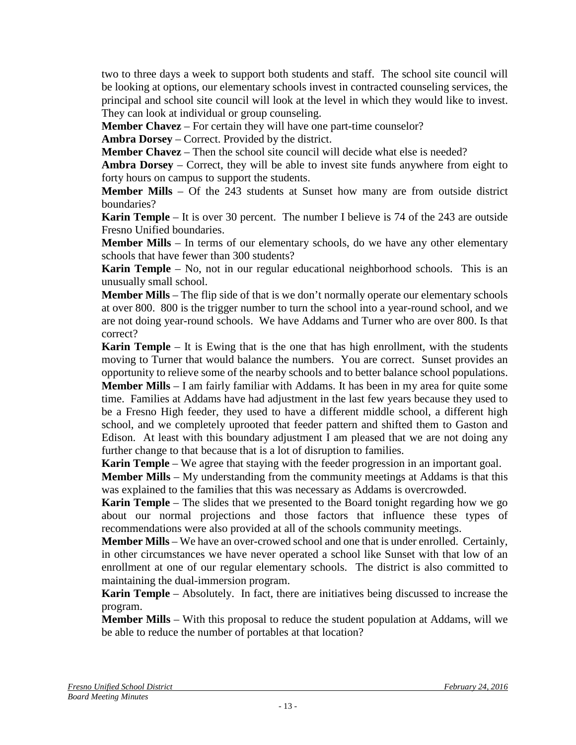two to three days a week to support both students and staff. The school site council will be looking at options, our elementary schools invest in contracted counseling services, the principal and school site council will look at the level in which they would like to invest. They can look at individual or group counseling.

**Member Chavez** – For certain they will have one part-time counselor?

**Ambra Dorsey** – Correct. Provided by the district.

**Member Chavez** – Then the school site council will decide what else is needed?

**Ambra Dorsey** – Correct, they will be able to invest site funds anywhere from eight to forty hours on campus to support the students.

**Member Mills** – Of the 243 students at Sunset how many are from outside district boundaries?

**Karin Temple** – It is over 30 percent. The number I believe is 74 of the 243 are outside Fresno Unified boundaries.

**Member Mills** – In terms of our elementary schools, do we have any other elementary schools that have fewer than 300 students?

**Karin Temple** – No, not in our regular educational neighborhood schools. This is an unusually small school.

**Member Mills** – The flip side of that is we don't normally operate our elementary schools at over 800. 800 is the trigger number to turn the school into a year-round school, and we are not doing year-round schools. We have Addams and Turner who are over 800. Is that correct?

**Karin Temple** – It is Ewing that is the one that has high enrollment, with the students moving to Turner that would balance the numbers. You are correct. Sunset provides an opportunity to relieve some of the nearby schools and to better balance school populations.

**Member Mills** – I am fairly familiar with Addams. It has been in my area for quite some time. Families at Addams have had adjustment in the last few years because they used to be a Fresno High feeder, they used to have a different middle school, a different high school, and we completely uprooted that feeder pattern and shifted them to Gaston and Edison. At least with this boundary adjustment I am pleased that we are not doing any further change to that because that is a lot of disruption to families.

**Karin Temple** – We agree that staying with the feeder progression in an important goal.

**Member Mills** – My understanding from the community meetings at Addams is that this was explained to the families that this was necessary as Addams is overcrowded.

**Karin Temple** – The slides that we presented to the Board tonight regarding how we go about our normal projections and those factors that influence these types of recommendations were also provided at all of the schools community meetings.

**Member Mills** – We have an over-crowed school and one that is under enrolled. Certainly, in other circumstances we have never operated a school like Sunset with that low of an enrollment at one of our regular elementary schools. The district is also committed to maintaining the dual-immersion program.

**Karin Temple** – Absolutely. In fact, there are initiatives being discussed to increase the program.

**Member Mills** – With this proposal to reduce the student population at Addams, will we be able to reduce the number of portables at that location?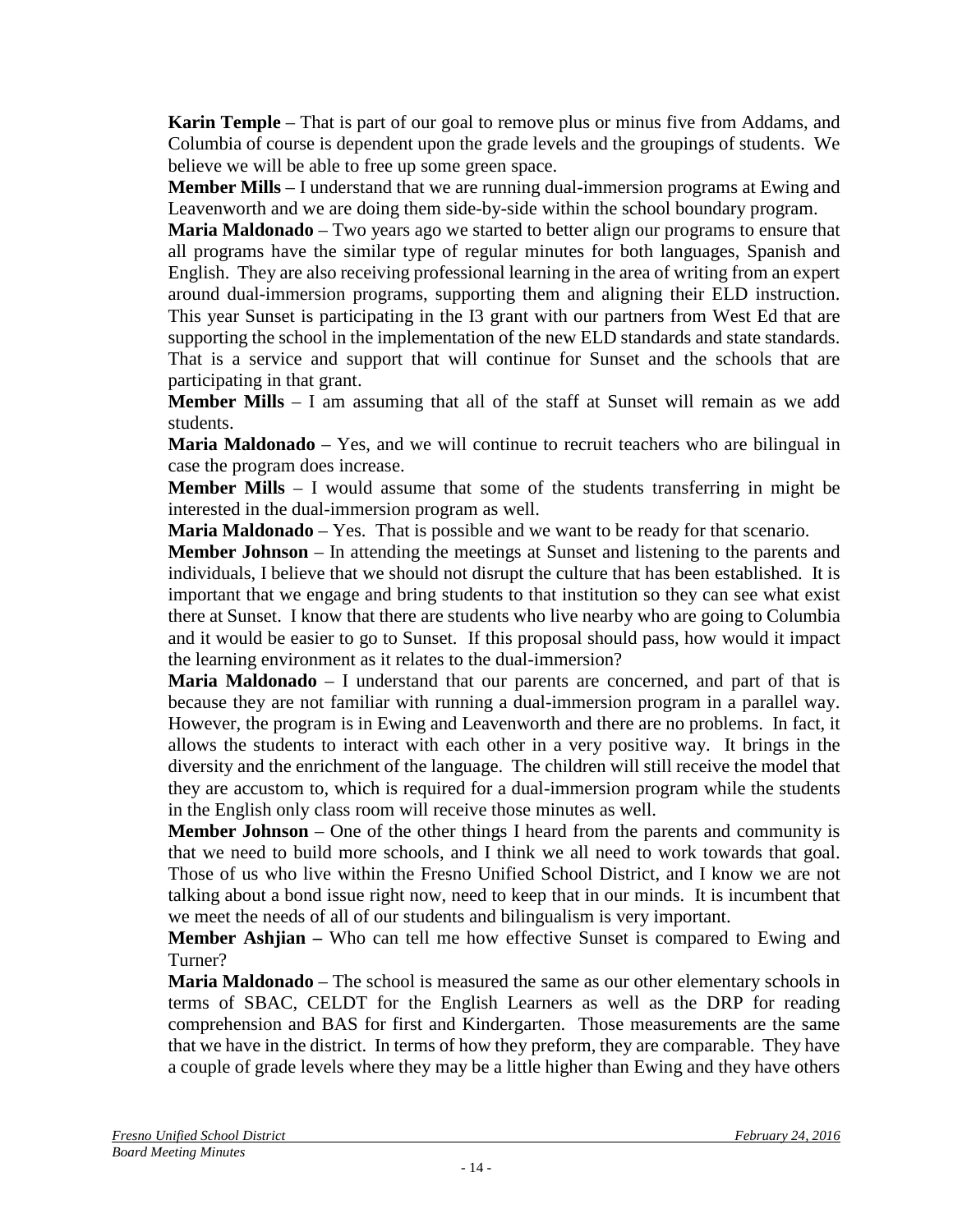**Karin Temple** – That is part of our goal to remove plus or minus five from Addams, and Columbia of course is dependent upon the grade levels and the groupings of students. We believe we will be able to free up some green space.

**Member Mills** – I understand that we are running dual-immersion programs at Ewing and Leavenworth and we are doing them side-by-side within the school boundary program.

**Maria Maldonado** – Two years ago we started to better align our programs to ensure that all programs have the similar type of regular minutes for both languages, Spanish and English. They are also receiving professional learning in the area of writing from an expert around dual-immersion programs, supporting them and aligning their ELD instruction. This year Sunset is participating in the I3 grant with our partners from West Ed that are supporting the school in the implementation of the new ELD standards and state standards. That is a service and support that will continue for Sunset and the schools that are participating in that grant.

**Member Mills** – I am assuming that all of the staff at Sunset will remain as we add students.

**Maria Maldonado** – Yes, and we will continue to recruit teachers who are bilingual in case the program does increase.

**Member Mills** – I would assume that some of the students transferring in might be interested in the dual-immersion program as well.

**Maria Maldonado** – Yes. That is possible and we want to be ready for that scenario.

**Member Johnson** – In attending the meetings at Sunset and listening to the parents and individuals, I believe that we should not disrupt the culture that has been established. It is important that we engage and bring students to that institution so they can see what exist there at Sunset. I know that there are students who live nearby who are going to Columbia and it would be easier to go to Sunset. If this proposal should pass, how would it impact the learning environment as it relates to the dual-immersion?

**Maria Maldonado** – I understand that our parents are concerned, and part of that is because they are not familiar with running a dual-immersion program in a parallel way. However, the program is in Ewing and Leavenworth and there are no problems. In fact, it allows the students to interact with each other in a very positive way. It brings in the diversity and the enrichment of the language. The children will still receive the model that they are accustom to, which is required for a dual-immersion program while the students in the English only class room will receive those minutes as well.

**Member Johnson** – One of the other things I heard from the parents and community is that we need to build more schools, and I think we all need to work towards that goal. Those of us who live within the Fresno Unified School District, and I know we are not talking about a bond issue right now, need to keep that in our minds. It is incumbent that we meet the needs of all of our students and bilingualism is very important.

**Member Ashjian –** Who can tell me how effective Sunset is compared to Ewing and Turner?

**Maria Maldonado** – The school is measured the same as our other elementary schools in terms of SBAC, CELDT for the English Learners as well as the DRP for reading comprehension and BAS for first and Kindergarten. Those measurements are the same that we have in the district. In terms of how they preform, they are comparable. They have a couple of grade levels where they may be a little higher than Ewing and they have others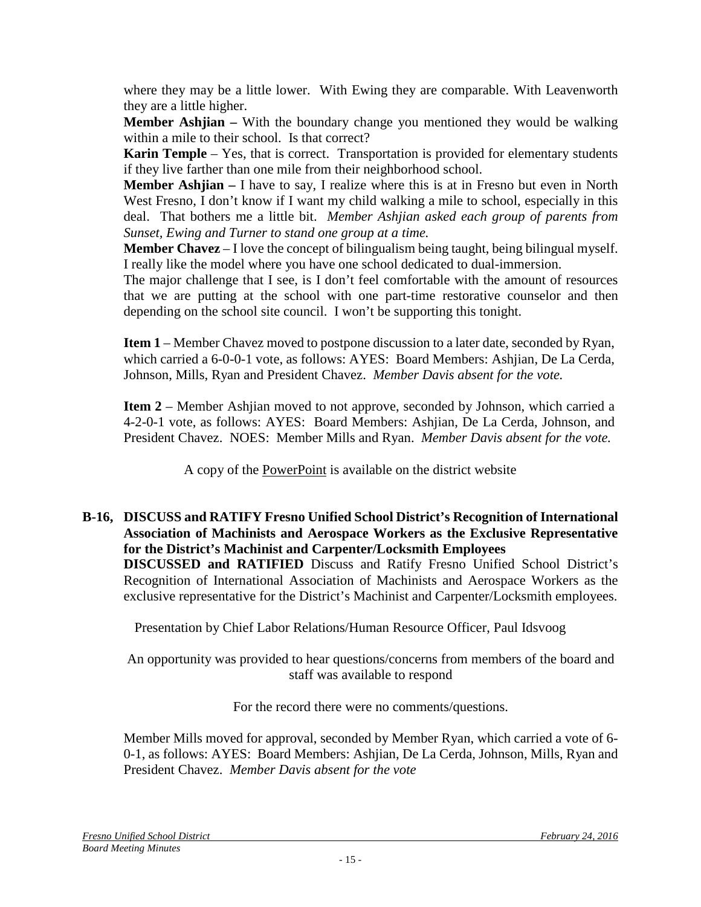where they may be a little lower. With Ewing they are comparable. With Leavenworth they are a little higher.

**Member Ashjian –** With the boundary change you mentioned they would be walking within a mile to their school. Is that correct?

**Karin Temple** – Yes, that is correct. Transportation is provided for elementary students if they live farther than one mile from their neighborhood school.

**Member Ashjian –** I have to say, I realize where this is at in Fresno but even in North West Fresno, I don't know if I want my child walking a mile to school, especially in this deal. That bothers me a little bit. *Member Ashjian asked each group of parents from Sunset, Ewing and Turner to stand one group at a time.*

**Member Chavez** – I love the concept of bilingualism being taught, being bilingual myself. I really like the model where you have one school dedicated to dual-immersion.

The major challenge that I see, is I don't feel comfortable with the amount of resources that we are putting at the school with one part-time restorative counselor and then depending on the school site council. I won't be supporting this tonight.

**Item 1** – Member Chavez moved to postpone discussion to a later date, seconded by Ryan, which carried a 6-0-0-1 vote, as follows: AYES: Board Members: Ashjian, De La Cerda, Johnson, Mills, Ryan and President Chavez. *Member Davis absent for the vote.*

**Item 2** – Member Ashjian moved to not approve, seconded by Johnson, which carried a 4-2-0-1 vote, as follows: AYES: Board Members: Ashjian, De La Cerda, Johnson, and President Chavez. NOES: Member Mills and Ryan. *Member Davis absent for the vote.*

A copy of the PowerPoint is available on the district website

**B-16, DISCUSS and RATIFY Fresno Unified School District's Recognition of International Association of Machinists and Aerospace Workers as the Exclusive Representative for the District's Machinist and Carpenter/Locksmith Employees**

**DISCUSSED and RATIFIED** Discuss and Ratify Fresno Unified School District's Recognition of International Association of Machinists and Aerospace Workers as the exclusive representative for the District's Machinist and Carpenter/Locksmith employees.

Presentation by Chief Labor Relations/Human Resource Officer, Paul Idsvoog

An opportunity was provided to hear questions/concerns from members of the board and staff was available to respond

For the record there were no comments/questions.

Member Mills moved for approval, seconded by Member Ryan, which carried a vote of 6-0-1, as follows: AYES: Board Members: Ashjian, De La Cerda, Johnson, Mills, Ryan and President Chavez. *Member Davis absent for the vote*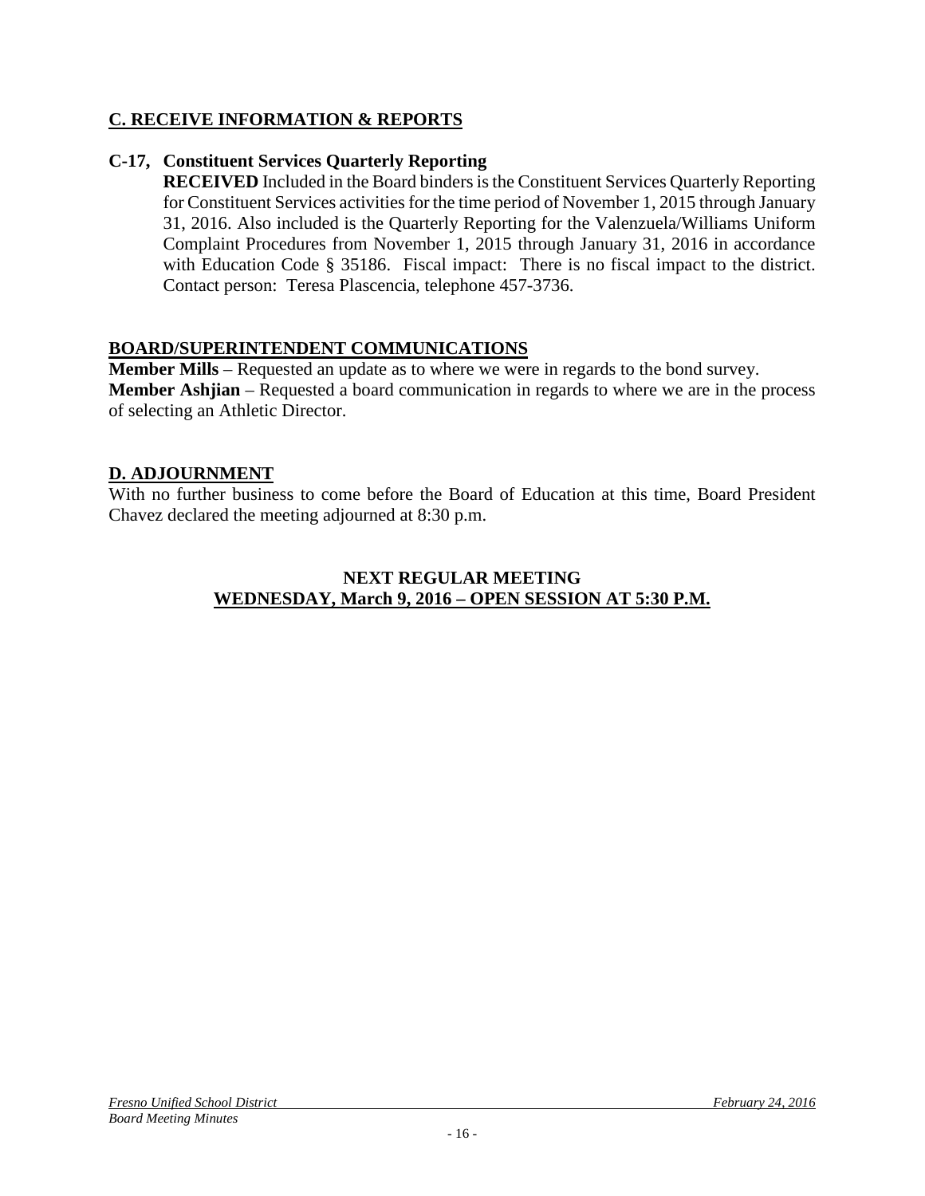## C. RECEIVE INFORMATION & REPORTS

**C-17, Constituent Services Quarterly Reporting**

**RECEIVED** Included in the Board binders is the Constituent Services Quarterly Reporting for Constituent Services activities for the time period of November 1, 2015 through January 31, 2016. Also included is the Quarterly Reporting for the Valenzuela/Williams Uniform Complaint Procedures from November 1, 2015 through January 31, 2016 in accordance with Education Code § 35186. Fiscal impact: There is no fiscal impact to the district. Contact person: Teresa Plascencia, telephone 457-3736.

## BOARD/SUPERINTENDENT COMMUNICATIONS

**Member Mills** – Requested an update as to where we were in regards to the bond survey.
**Member Ashjian** – Requested a board communication in regards to where we are in the process of selecting an Athletic Director.

## D. ADJOURNMENT

With no further business to come before the Board of Education at this time, Board President Chavez declared the meeting adjourned at 8:30 p.m.

**NEXT REGULAR MEETING**
**WEDNESDAY, March 9, 2016 – OPEN SESSION AT 5:30 P.M.**